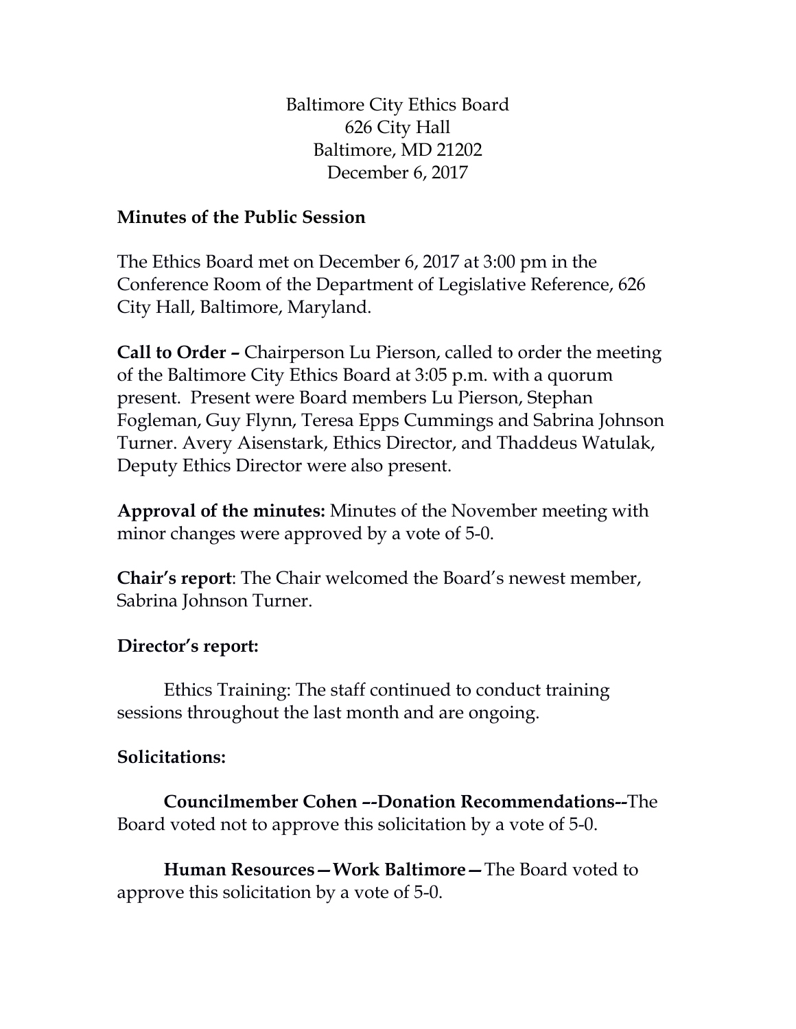Baltimore City Ethics Board
626 City Hall
Baltimore, MD 21202
December 6, 2017

**Minutes of the Public Session**

The Ethics Board met on December 6, 2017 at 3:00 pm in the Conference Room of the Department of Legislative Reference, 626 City Hall, Baltimore, Maryland.

**Call to Order –** Chairperson Lu Pierson, called to order the meeting of the Baltimore City Ethics Board at 3:05 p.m. with a quorum present. Present were Board members Lu Pierson, Stephan Fogleman, Guy Flynn, Teresa Epps Cummings and Sabrina Johnson Turner. Avery Aisenstark, Ethics Director, and Thaddeus Watulak, Deputy Ethics Director were also present.

**Approval of the minutes:** Minutes of the November meeting with minor changes were approved by a vote of 5-0.

**Chair's report**: The Chair welcomed the Board's newest member, Sabrina Johnson Turner.

**Director's report:**

Ethics Training: The staff continued to conduct training sessions throughout the last month and are ongoing.

**Solicitations:**

**Councilmember Cohen –-Donation Recommendations--**The Board voted not to approve this solicitation by a vote of 5-0.

**Human Resources—Work Baltimore—**The Board voted to approve this solicitation by a vote of 5-0.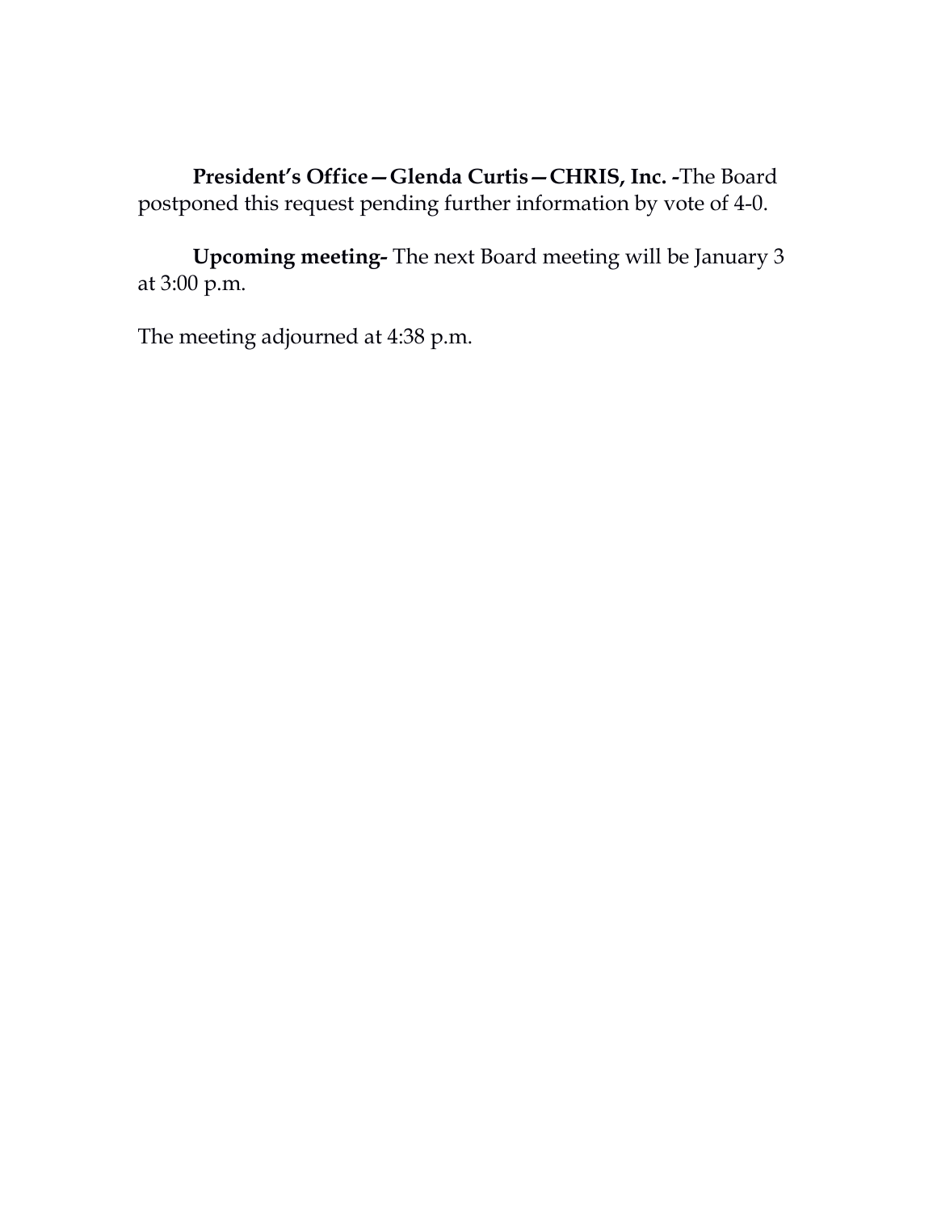**President's Office—Glenda Curtis—CHRIS, Inc. -**The Board postponed this request pending further information by vote of 4-0.

**Upcoming meeting-** The next Board meeting will be January 3 at 3:00 p.m.

The meeting adjourned at 4:38 p.m.